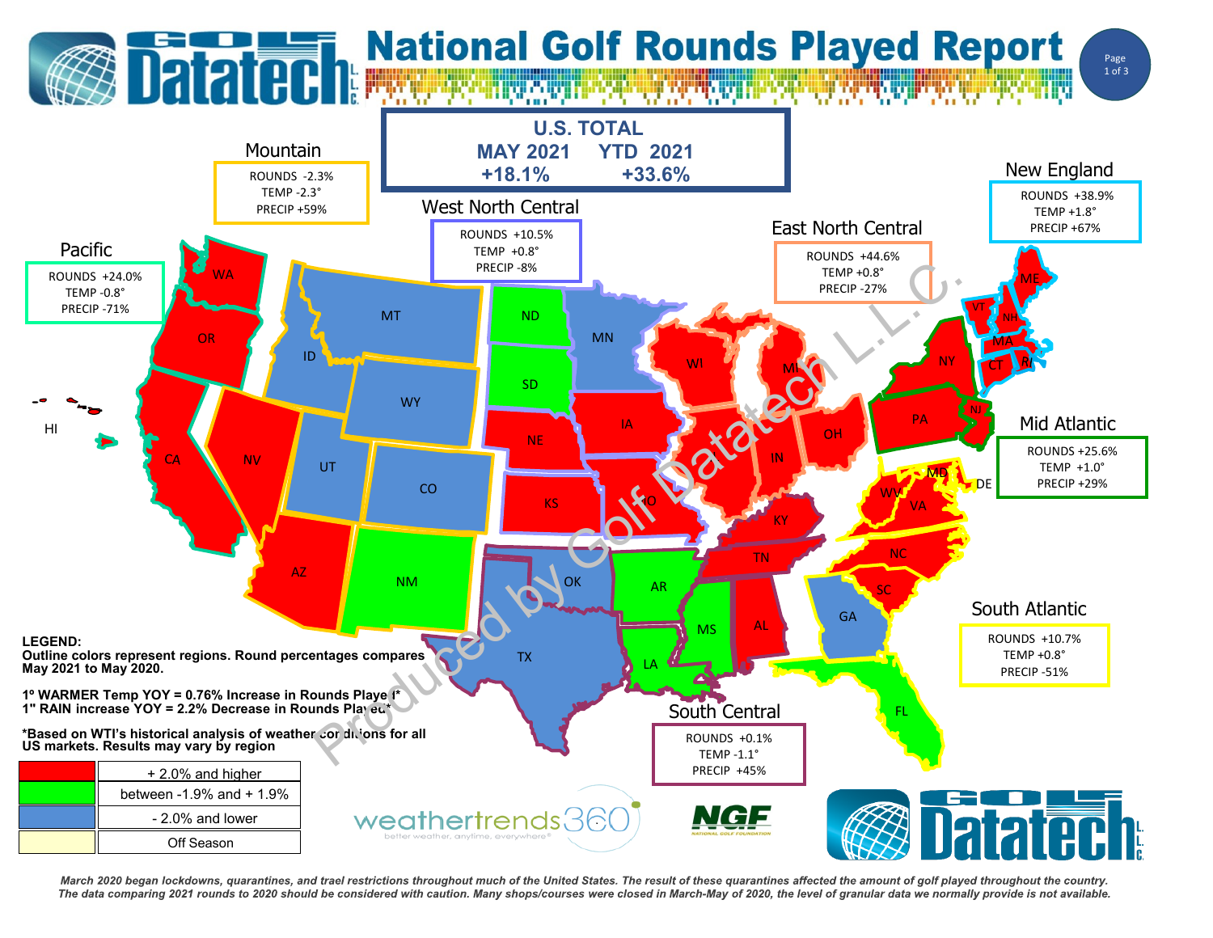# National Golf Rounds Played Report

## U.S. TOTAL

| MAY 2021 | YTD 2021 |
|---|---|
| +18.1% | +33.6% |

### Mountain
ROUNDS -2.3%
TEMP -2.3°
PRECIP +59%

### West North Central
ROUNDS +10.5%
TEMP +0.8°
PRECIP -8%

### East North Central
ROUNDS +44.6%
TEMP +0.8°
PRECIP -27%

### New England
ROUNDS +38.9%
TEMP +1.8°
PRECIP +67%

### Pacific
ROUNDS +24.0%
TEMP -0.8°
PRECIP -71%

### Mid Atlantic
ROUNDS +25.6%
TEMP +1.0°
PRECIP +29%

### South Atlantic
ROUNDS +10.7%
TEMP +0.8°
PRECIP -51%

### South Central
ROUNDS +0.1%
TEMP -1.1°
PRECIP +45%

**LEGEND:**
**Outline colors represent regions. Round percentages compares May 2021 to May 2020.**

**1° WARMER Temp YOY = 0.76% Increase in Rounds Played***
**1" RAIN increase YOY = 2.2% Decrease in Rounds Played***

***Based on WTI's historical analysis of weather conditions for all US markets. Results may vary by region**

| Color | Range |
|---|---|
| Red | + 2.0% and higher |
| Green | between -1.9% and + 1.9% |
| Blue | - 2.0% and lower |
| Light yellow | Off Season |

*March 2020 began lockdowns, quarantines, and trael restrictions throughout much of the United States. The result of these quarantines affected the amount of golf played throughout the country. The data comparing 2021 rounds to 2020 should be considered with caution. Many shops/courses were closed in March-May of 2020, the level of granular data we normally provide is not available.*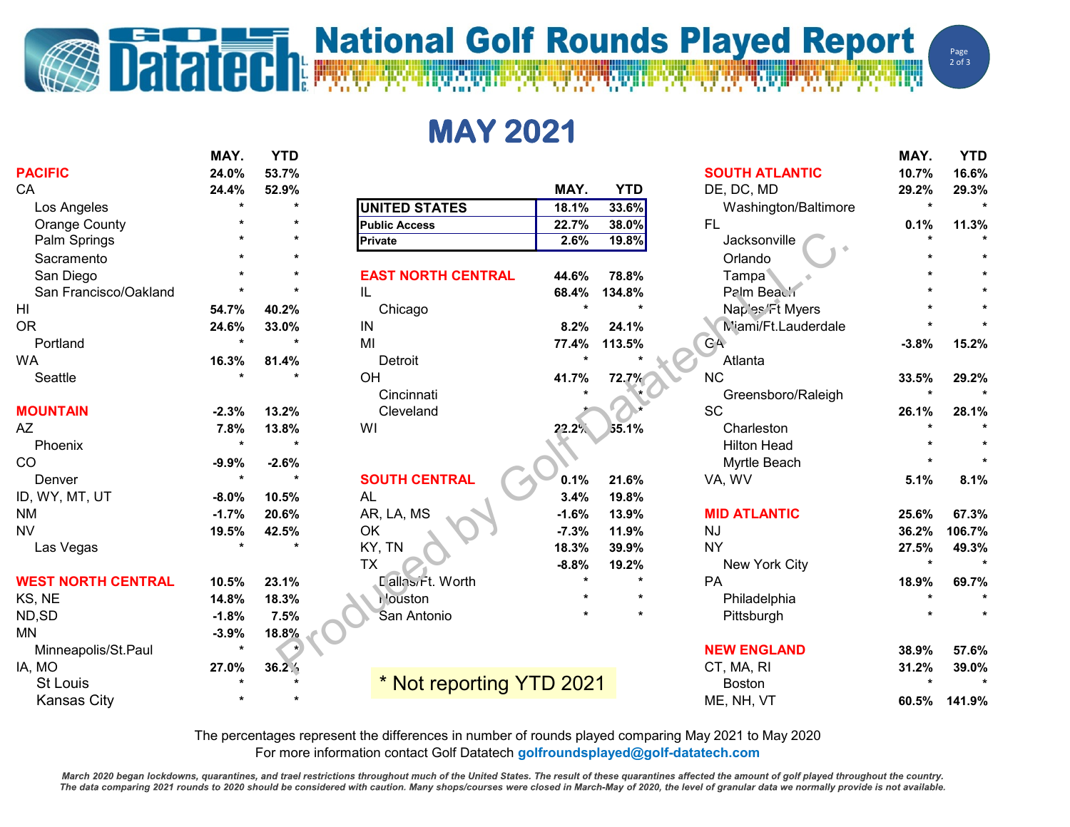# National Golf Rounds Played Report

## MAY 2021

| | MAY. | YTD |
|---|---|---|
| **UNITED STATES** | 18.1% | 33.6% |
| **Public Access** | 22.7% | 38.0% |
| **Private** | 2.6% | 19.8% |

| | MAY. | YTD |
|---|---|---|
| **PACIFIC** | 24.0% | 53.7% |
| CA | 24.4% | 52.9% |
| Los Angeles | * | * |
| Orange County | * | * |
| Palm Springs | * | * |
| Sacramento | * | * |
| San Diego | * | * |
| San Francisco/Oakland | * | * |
| HI | 54.7% | 40.2% |
| OR | 24.6% | 33.0% |
| Portland | * | * |
| WA | 16.3% | 81.4% |
| Seattle | * | * |
| **MOUNTAIN** | -2.3% | 13.2% |
| AZ | 7.8% | 13.8% |
| Phoenix | * | * |
| CO | -9.9% | -2.6% |
| Denver | * | * |
| ID, WY, MT, UT | -8.0% | 10.5% |
| NM | -1.7% | 20.6% |
| NV | 19.5% | 42.5% |
| Las Vegas | * | * |
| **WEST NORTH CENTRAL** | 10.5% | 23.1% |
| KS, NE | 14.8% | 18.3% |
| ND,SD | -1.8% | 7.5% |
| MN | -3.9% | 18.8% |
| Minneapolis/St.Paul | * | * |
| IA, MO | 27.0% | 36.2% |
| St Louis | * | * |
| Kansas City | * | * |

| | MAY. | YTD |
|---|---|---|
| **EAST NORTH CENTRAL** | 44.6% | 78.8% |
| IL | 68.4% | 134.8% |
| Chicago | * | * |
| IN | 8.2% | 24.1% |
| MI | 77.4% | 113.5% |
| Detroit | * | * |
| OH | 41.7% | 72.7% |
| Cincinnati | * | * |
| Cleveland | * | * |
| WI | 22.2% | 55.1% |
| **SOUTH CENTRAL** | 0.1% | 21.6% |
| AL | 3.4% | 19.8% |
| AR, LA, MS | -1.6% | 13.9% |
| OK | -7.3% | 11.9% |
| KY, TN | 18.3% | 39.9% |
| TX | -8.8% | 19.2% |
| Dallas/Ft. Worth | * | * |
| Houston | * | * |
| San Antonio | * | * |

| | MAY. | YTD |
|---|---|---|
| **SOUTH ATLANTIC** | 10.7% | 16.6% |
| DE, DC, MD | 29.2% | 29.3% |
| Washington/Baltimore | * | * |
| FL | 0.1% | 11.3% |
| Jacksonville | * | * |
| Orlando | * | * |
| Tampa | * | * |
| Palm Beach | * | * |
| Naples/Ft Myers | * | * |
| Miami/Ft.Lauderdale | * | * |
| GA | -3.8% | 15.2% |
| Atlanta | | |
| NC | 33.5% | 29.2% |
| Greensboro/Raleigh | * | * |
| SC | 26.1% | 28.1% |
| Charleston | * | * |
| Hilton Head | * | * |
| Myrtle Beach | * | * |
| VA, WV | 5.1% | 8.1% |
| **MID ATLANTIC** | 25.6% | 67.3% |
| NJ | 36.2% | 106.7% |
| NY | 27.5% | 49.3% |
| New York City | * | * |
| PA | 18.9% | 69.7% |
| Philadelphia | * | * |
| Pittsburgh | * | * |
| **NEW ENGLAND** | 38.9% | 57.6% |
| CT, MA, RI | 31.2% | 39.0% |
| Boston | * | * |
| ME, NH, VT | 60.5% | 141.9% |

\* Not reporting YTD 2021

The percentages represent the differences in number of rounds played comparing May 2021 to May 2020
For more information contact Golf Datatech golfroundsplayed@golf-datatech.com

*March 2020 began lockdowns, quarantines, and trael restrictions throughout much of the United States. The result of these quarantines affected the amount of golf played throughout the country. The data comparing 2021 rounds to 2020 should be considered with caution. Many shops/courses were closed in March-May of 2020, the level of granular data we normally provide is not available.*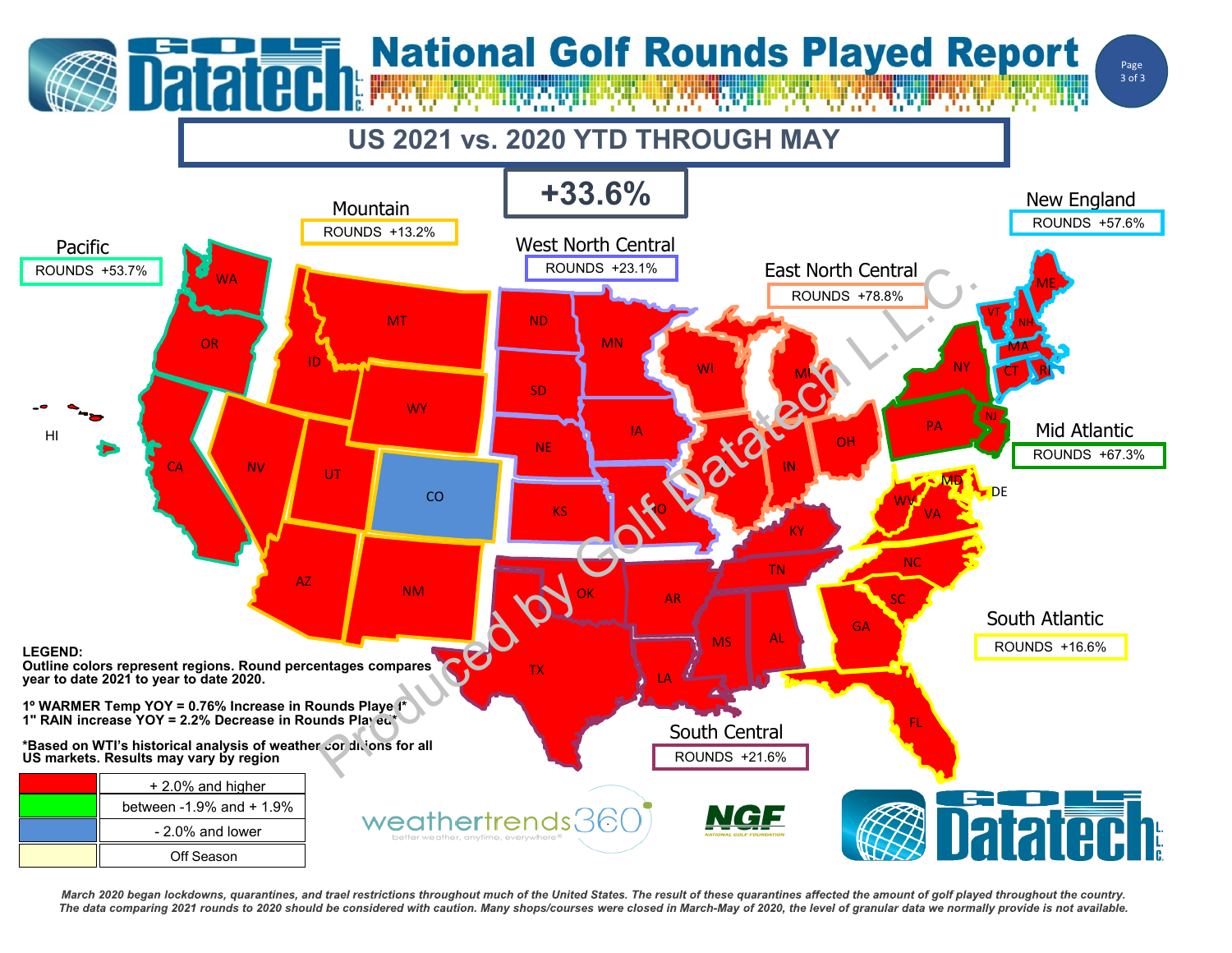# National Golf Rounds Played Report

## US 2021 vs. 2020 YTD THROUGH MAY

**+33.6%**

Pacific
ROUNDS +53.7%

Mountain
ROUNDS +13.2%

West North Central
ROUNDS +23.1%

East North Central
ROUNDS +78.8%

New England
ROUNDS +57.6%

Mid Atlantic
ROUNDS +67.3%

South Atlantic
ROUNDS +16.6%

South Central
ROUNDS +21.6%

WA, OR, CA, HI, ID, MT, WY, NV, UT, CO, AZ, NM, ND, SD, NE, KS, MN, IA, MO, WI, MI, IL, IN, OH, KY, TN, OK, TX, AR, LA, MS, AL, GA, FL, SC, NC, VA, WV, MD, DE, PA, NJ, NY, VT, NH, ME, MA, CT, RI

Produced by Golf Datatech L.L.C.

**LEGEND:**
**Outline colors represent regions. Round percentages compares year to date 2021 to year to date 2020.**

**1° WARMER Temp YOY = 0.76% Increase in Rounds Played***
**1" RAIN increase YOY = 2.2% Decrease in Rounds Played***

***Based on WTI's historical analysis of weather conditions for all US markets. Results may vary by region**

| | |
|---|---|
| Red | + 2.0% and higher |
| Green | between -1.9% and + 1.9% |
| Blue | - 2.0% and lower |
| Light yellow | Off Season |

weathertrends360 — better weather, anytime, everywhere®

NGF — NATIONAL GOLF FOUNDATION

Golf Datatech L.L.C.

*March 2020 began lockdowns, quarantines, and trael restrictions throughout much of the United States. The result of these quarantines affected the amount of golf played throughout the country. The data comparing 2021 rounds to 2020 should be considered with caution. Many shops/courses were closed in March-May of 2020, the level of granular data we normally provide is not available.*